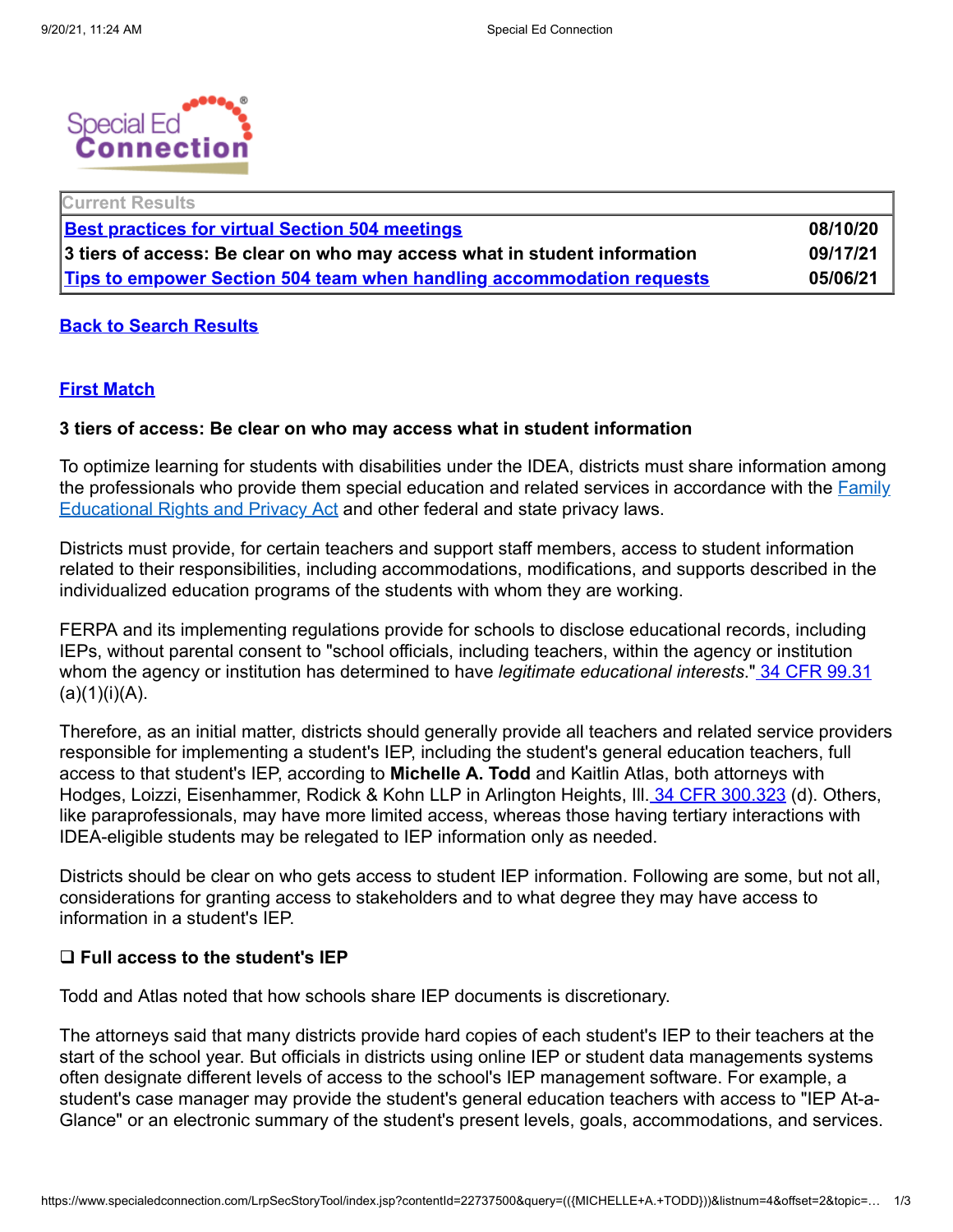Special Ed Connection

| Current Results | |
| --- | --- |
| Best practices for virtual Section 504 meetings | 08/10/20 |
| 3 tiers of access: Be clear on who may access what in student information | 09/17/21 |
| Tips to empower Section 504 team when handling accommodation requests | 05/06/21 |

Back to Search Results

First Match

**3 tiers of access: Be clear on who may access what in student information**

To optimize learning for students with disabilities under the IDEA, districts must share information among the professionals who provide them special education and related services in accordance with the Family Educational Rights and Privacy Act and other federal and state privacy laws.

Districts must provide, for certain teachers and support staff members, access to student information related to their responsibilities, including accommodations, modifications, and supports described in the individualized education programs of the students with whom they are working.

FERPA and its implementing regulations provide for schools to disclose educational records, including IEPs, without parental consent to "school officials, including teachers, within the agency or institution whom the agency or institution has determined to have *legitimate educational interests*." 34 CFR 99.31 (a)(1)(i)(A).

Therefore, as an initial matter, districts should generally provide all teachers and related service providers responsible for implementing a student's IEP, including the student's general education teachers, full access to that student's IEP, according to **Michelle A. Todd** and Kaitlin Atlas, both attorneys with Hodges, Loizzi, Eisenhammer, Rodick & Kohn LLP in Arlington Heights, Ill. 34 CFR 300.323 (d). Others, like paraprofessionals, may have more limited access, whereas those having tertiary interactions with IDEA-eligible students may be relegated to IEP information only as needed.

Districts should be clear on who gets access to student IEP information. Following are some, but not all, considerations for granting access to stakeholders and to what degree they may have access to information in a student's IEP.

**❑ Full access to the student's IEP**

Todd and Atlas noted that how schools share IEP documents is discretionary.

The attorneys said that many districts provide hard copies of each student's IEP to their teachers at the start of the school year. But officials in districts using online IEP or student data managements systems often designate different levels of access to the school's IEP management software. For example, a student's case manager may provide the student's general education teachers with access to "IEP At-a-Glance" or an electronic summary of the student's present levels, goals, accommodations, and services.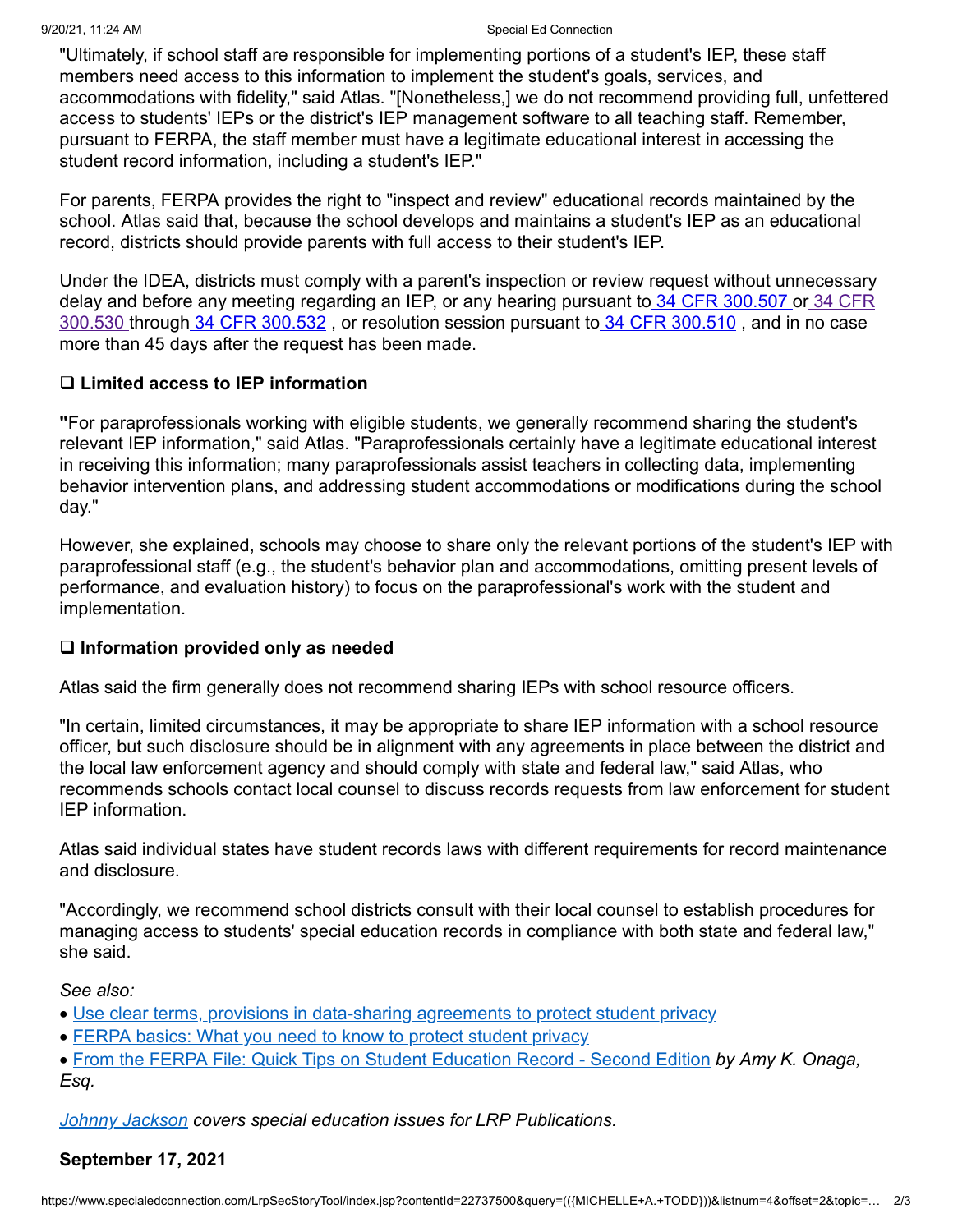"Ultimately, if school staff are responsible for implementing portions of a student's IEP, these staff members need access to this information to implement the student's goals, services, and accommodations with fidelity," said Atlas. "[Nonetheless,] we do not recommend providing full, unfettered access to students' IEPs or the district's IEP management software to all teaching staff. Remember, pursuant to FERPA, the staff member must have a legitimate educational interest in accessing the student record information, including a student's IEP."

For parents, FERPA provides the right to "inspect and review" educational records maintained by the school. Atlas said that, because the school develops and maintains a student's IEP as an educational record, districts should provide parents with full access to their student's IEP.

Under the IDEA, districts must comply with a parent's inspection or review request without unnecessary delay and before any meeting regarding an IEP, or any hearing pursuant to 34 CFR 300.507 or 34 CFR 300.530 through 34 CFR 300.532, or resolution session pursuant to 34 CFR 300.510, and in no case more than 45 days after the request has been made.

### ❑ Limited access to IEP information

"For paraprofessionals working with eligible students, we generally recommend sharing the student's relevant IEP information," said Atlas. "Paraprofessionals certainly have a legitimate educational interest in receiving this information; many paraprofessionals assist teachers in collecting data, implementing behavior intervention plans, and addressing student accommodations or modifications during the school day."

However, she explained, schools may choose to share only the relevant portions of the student's IEP with paraprofessional staff (e.g., the student's behavior plan and accommodations, omitting present levels of performance, and evaluation history) to focus on the paraprofessional's work with the student and implementation.

### ❑ Information provided only as needed

Atlas said the firm generally does not recommend sharing IEPs with school resource officers.

"In certain, limited circumstances, it may be appropriate to share IEP information with a school resource officer, but such disclosure should be in alignment with any agreements in place between the district and the local law enforcement agency and should comply with state and federal law," said Atlas, who recommends schools contact local counsel to discuss records requests from law enforcement for student IEP information.

Atlas said individual states have student records laws with different requirements for record maintenance and disclosure.

"Accordingly, we recommend school districts consult with their local counsel to establish procedures for managing access to students' special education records in compliance with both state and federal law," she said.

*See also:*

- Use clear terms, provisions in data-sharing agreements to protect student privacy
- FERPA basics: What you need to know to protect student privacy
- From the FERPA File: Quick Tips on Student Education Record - Second Edition *by Amy K. Onaga, Esq.*

*Johnny Jackson covers special education issues for LRP Publications.*

**September 17, 2021**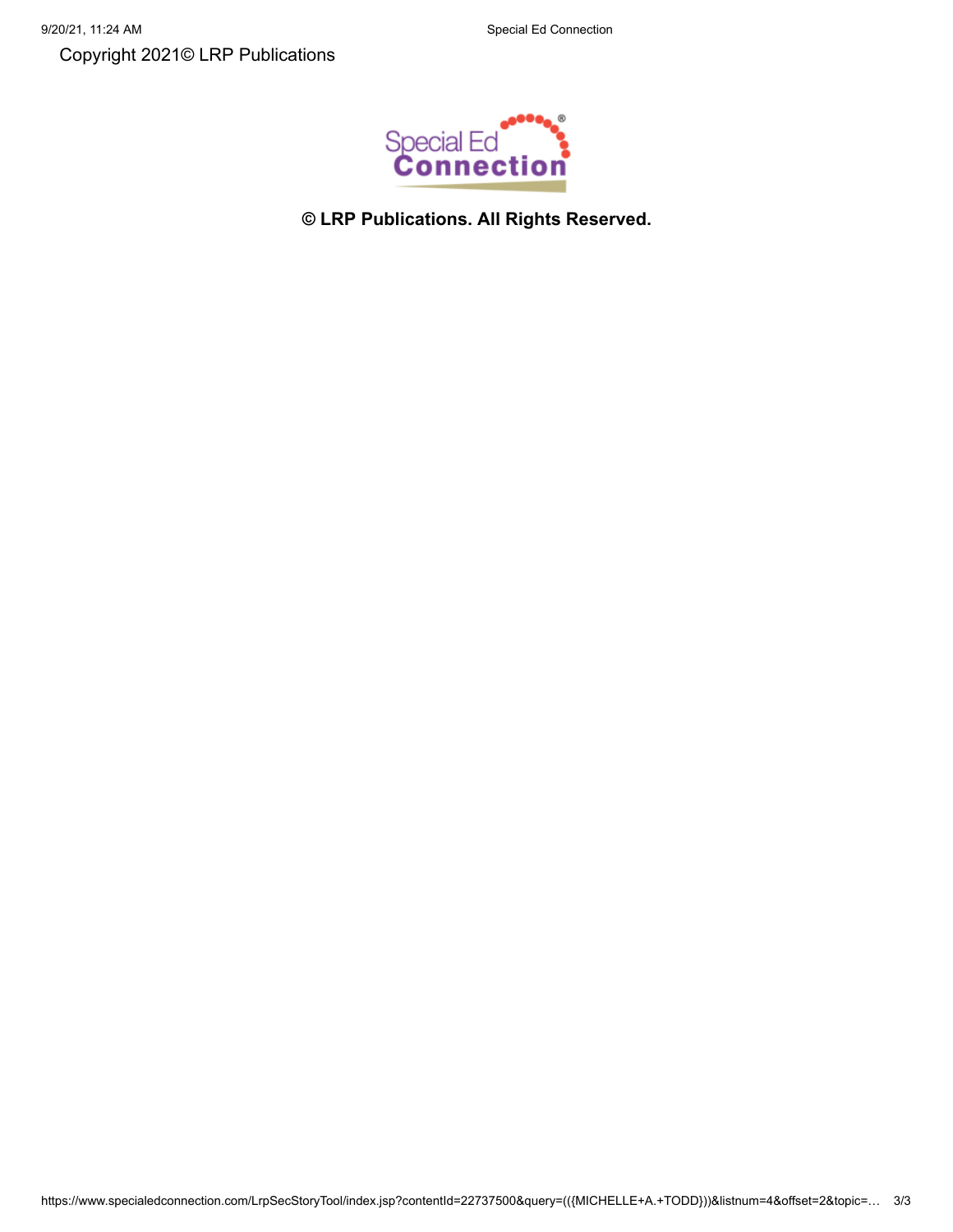Copyright 2021© LRP Publications

**© LRP Publications. All Rights Reserved.**